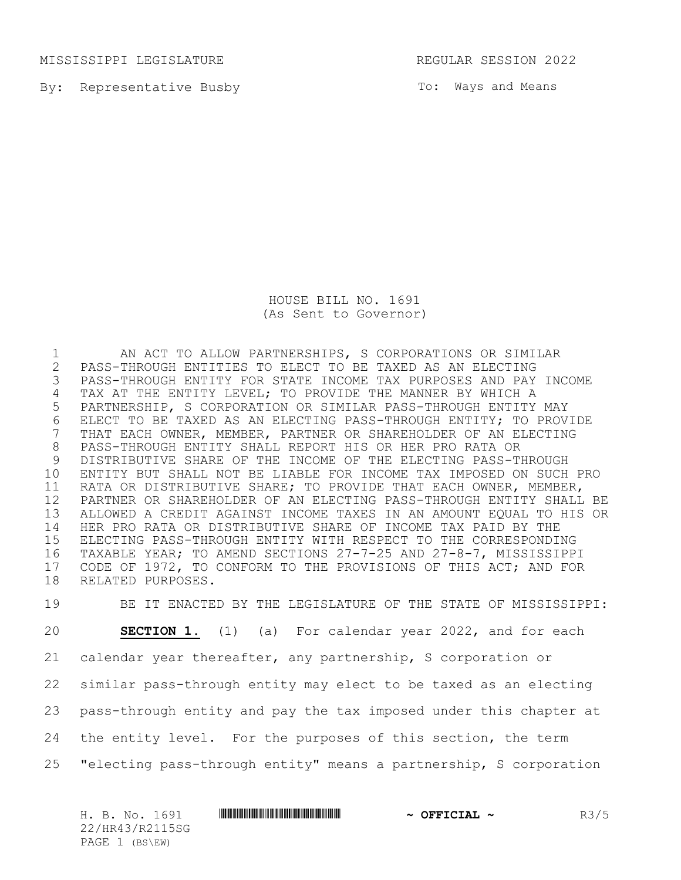MISSISSIPPI LEGISLATURE REGULAR SESSION 2022

By: Representative Busby

To: Ways and Means

# HOUSE BILL NO. 1691
(As Sent to Governor)

AN ACT TO ALLOW PARTNERSHIPS, S CORPORATIONS OR SIMILAR PASS-THROUGH ENTITIES TO ELECT TO BE TAXED AS AN ELECTING PASS-THROUGH ENTITY FOR STATE INCOME TAX PURPOSES AND PAY INCOME TAX AT THE ENTITY LEVEL; TO PROVIDE THE MANNER BY WHICH A PARTNERSHIP, S CORPORATION OR SIMILAR PASS-THROUGH ENTITY MAY ELECT TO BE TAXED AS AN ELECTING PASS-THROUGH ENTITY; TO PROVIDE THAT EACH OWNER, MEMBER, PARTNER OR SHAREHOLDER OF AN ELECTING PASS-THROUGH ENTITY SHALL REPORT HIS OR HER PRO RATA OR DISTRIBUTIVE SHARE OF THE INCOME OF THE ELECTING PASS-THROUGH ENTITY BUT SHALL NOT BE LIABLE FOR INCOME TAX IMPOSED ON SUCH PRO RATA OR DISTRIBUTIVE SHARE; TO PROVIDE THAT EACH OWNER, MEMBER, PARTNER OR SHAREHOLDER OF AN ELECTING PASS-THROUGH ENTITY SHALL BE ALLOWED A CREDIT AGAINST INCOME TAXES IN AN AMOUNT EQUAL TO HIS OR HER PRO RATA OR DISTRIBUTIVE SHARE OF INCOME TAX PAID BY THE ELECTING PASS-THROUGH ENTITY WITH RESPECT TO THE CORRESPONDING TAXABLE YEAR; TO AMEND SECTIONS 27-7-25 AND 27-8-7, MISSISSIPPI CODE OF 1972, TO CONFORM TO THE PROVISIONS OF THIS ACT; AND FOR RELATED PURPOSES.

BE IT ENACTED BY THE LEGISLATURE OF THE STATE OF MISSISSIPPI:

**SECTION 1.** (1) (a) For calendar year 2022, and for each calendar year thereafter, any partnership, S corporation or similar pass-through entity may elect to be taxed as an electing pass-through entity and pay the tax imposed under this chapter at the entity level. For the purposes of this section, the term "electing pass-through entity" means a partnership, S corporation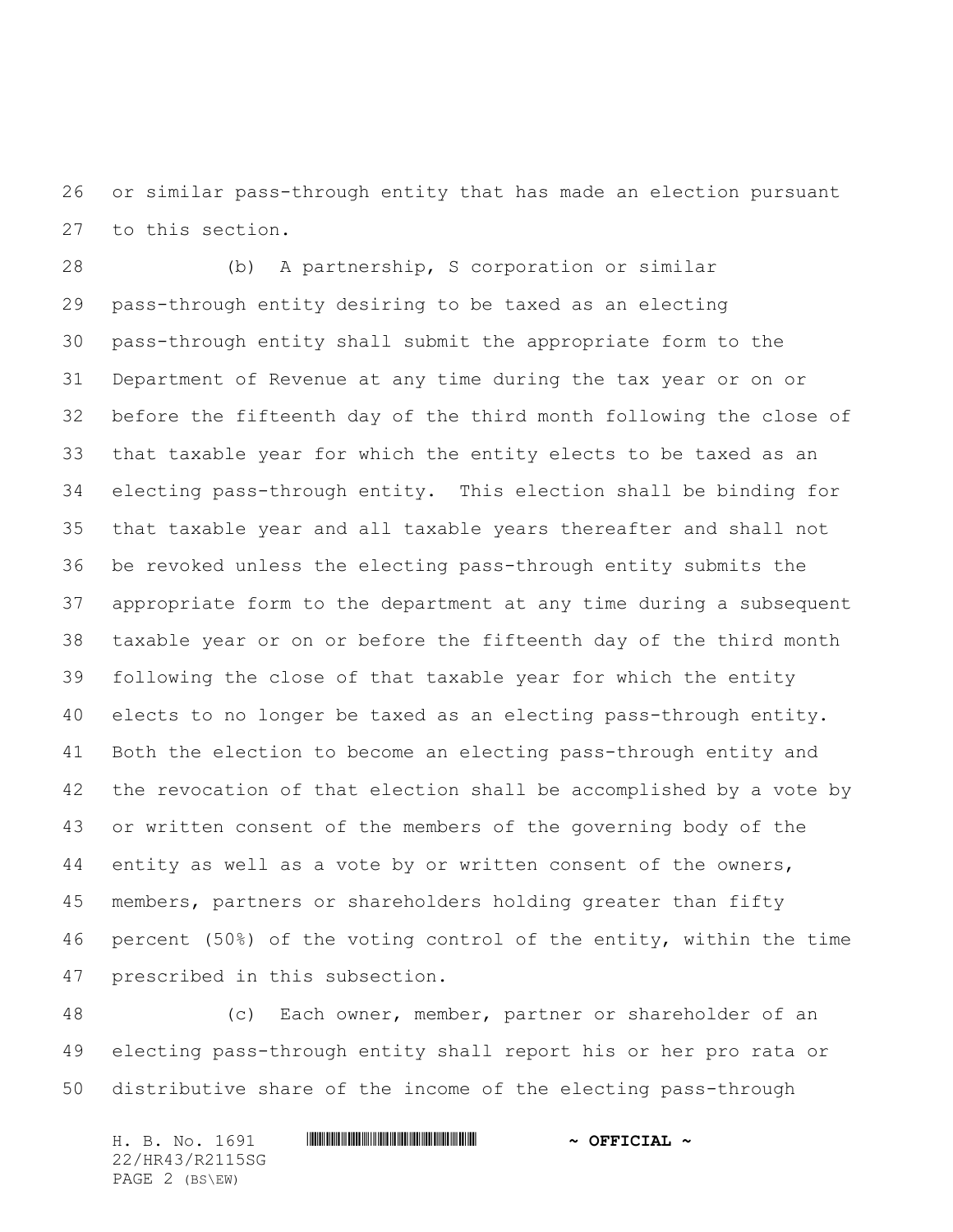or similar pass-through entity that has made an election pursuant to this section.

(b) A partnership, S corporation or similar pass-through entity desiring to be taxed as an electing pass-through entity shall submit the appropriate form to the Department of Revenue at any time during the tax year or on or before the fifteenth day of the third month following the close of that taxable year for which the entity elects to be taxed as an electing pass-through entity. This election shall be binding for that taxable year and all taxable years thereafter and shall not be revoked unless the electing pass-through entity submits the appropriate form to the department at any time during a subsequent taxable year or on or before the fifteenth day of the third month following the close of that taxable year for which the entity elects to no longer be taxed as an electing pass-through entity. Both the election to become an electing pass-through entity and the revocation of that election shall be accomplished by a vote by or written consent of the members of the governing body of the entity as well as a vote by or written consent of the owners, members, partners or shareholders holding greater than fifty percent (50%) of the voting control of the entity, within the time prescribed in this subsection.

(c) Each owner, member, partner or shareholder of an electing pass-through entity shall report his or her pro rata or distributive share of the income of the electing pass-through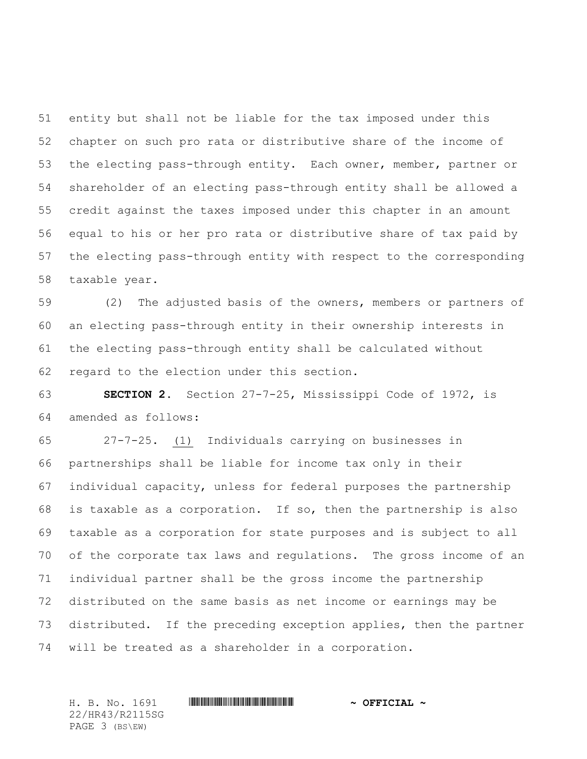entity but shall not be liable for the tax imposed under this chapter on such pro rata or distributive share of the income of the electing pass-through entity. Each owner, member, partner or shareholder of an electing pass-through entity shall be allowed a credit against the taxes imposed under this chapter in an amount equal to his or her pro rata or distributive share of tax paid by the electing pass-through entity with respect to the corresponding taxable year.

(2) The adjusted basis of the owners, members or partners of an electing pass-through entity in their ownership interests in the electing pass-through entity shall be calculated without regard to the election under this section.

**SECTION 2.** Section 27-7-25, Mississippi Code of 1972, is amended as follows:

27-7-25. (1) Individuals carrying on businesses in partnerships shall be liable for income tax only in their individual capacity, unless for federal purposes the partnership is taxable as a corporation. If so, then the partnership is also taxable as a corporation for state purposes and is subject to all of the corporate tax laws and regulations. The gross income of an individual partner shall be the gross income the partnership distributed on the same basis as net income or earnings may be distributed. If the preceding exception applies, then the partner will be treated as a shareholder in a corporation.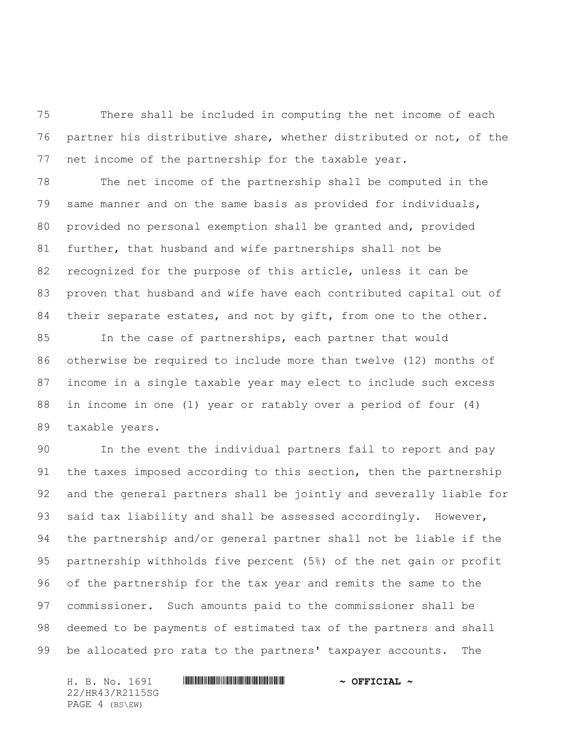There shall be included in computing the net income of each partner his distributive share, whether distributed or not, of the net income of the partnership for the taxable year.

The net income of the partnership shall be computed in the same manner and on the same basis as provided for individuals, provided no personal exemption shall be granted and, provided further, that husband and wife partnerships shall not be recognized for the purpose of this article, unless it can be proven that husband and wife have each contributed capital out of their separate estates, and not by gift, from one to the other.

In the case of partnerships, each partner that would otherwise be required to include more than twelve (12) months of income in a single taxable year may elect to include such excess in income in one (1) year or ratably over a period of four (4) taxable years.

In the event the individual partners fail to report and pay the taxes imposed according to this section, then the partnership and the general partners shall be jointly and severally liable for said tax liability and shall be assessed accordingly. However, the partnership and/or general partner shall not be liable if the partnership withholds five percent (5%) of the net gain or profit of the partnership for the tax year and remits the same to the commissioner. Such amounts paid to the commissioner shall be deemed to be payments of estimated tax of the partners and shall be allocated pro rata to the partners' taxpayer accounts. The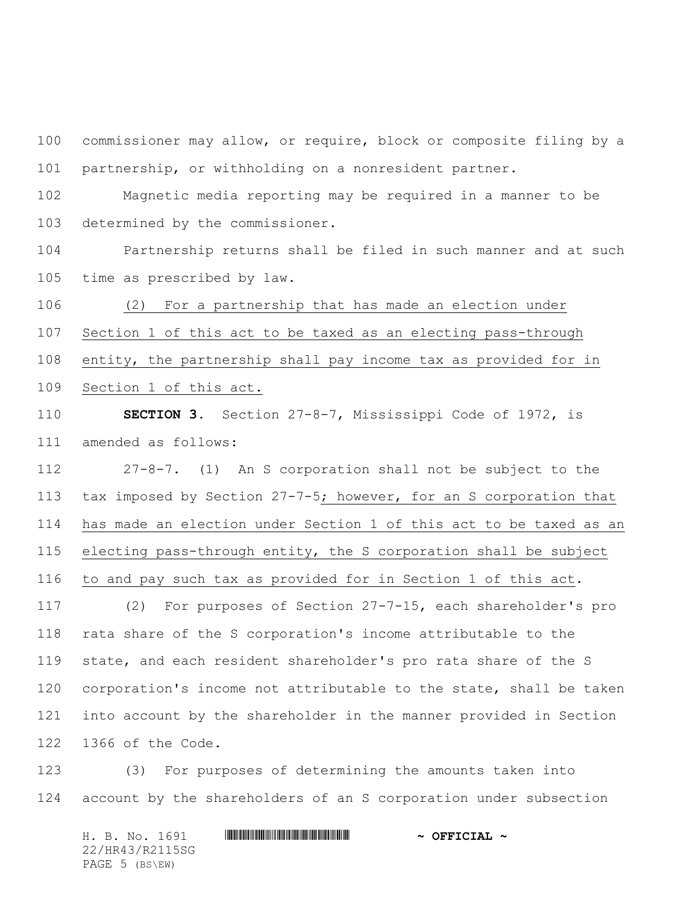commissioner may allow, or require, block or composite filing by a partnership, or withholding on a nonresident partner.

Magnetic media reporting may be required in a manner to be determined by the commissioner.

Partnership returns shall be filed in such manner and at such time as prescribed by law.

(2) For a partnership that has made an election under Section 1 of this act to be taxed as an electing pass-through entity, the partnership shall pay income tax as provided for in Section 1 of this act.

**SECTION 3.** Section 27-8-7, Mississippi Code of 1972, is amended as follows:

27-8-7. (1) An S corporation shall not be subject to the tax imposed by Section 27-7-5; however, for an S corporation that has made an election under Section 1 of this act to be taxed as an electing pass-through entity, the S corporation shall be subject to and pay such tax as provided for in Section 1 of this act.

(2) For purposes of Section 27-7-15, each shareholder's pro rata share of the S corporation's income attributable to the state, and each resident shareholder's pro rata share of the S corporation's income not attributable to the state, shall be taken into account by the shareholder in the manner provided in Section 1366 of the Code.

(3) For purposes of determining the amounts taken into account by the shareholders of an S corporation under subsection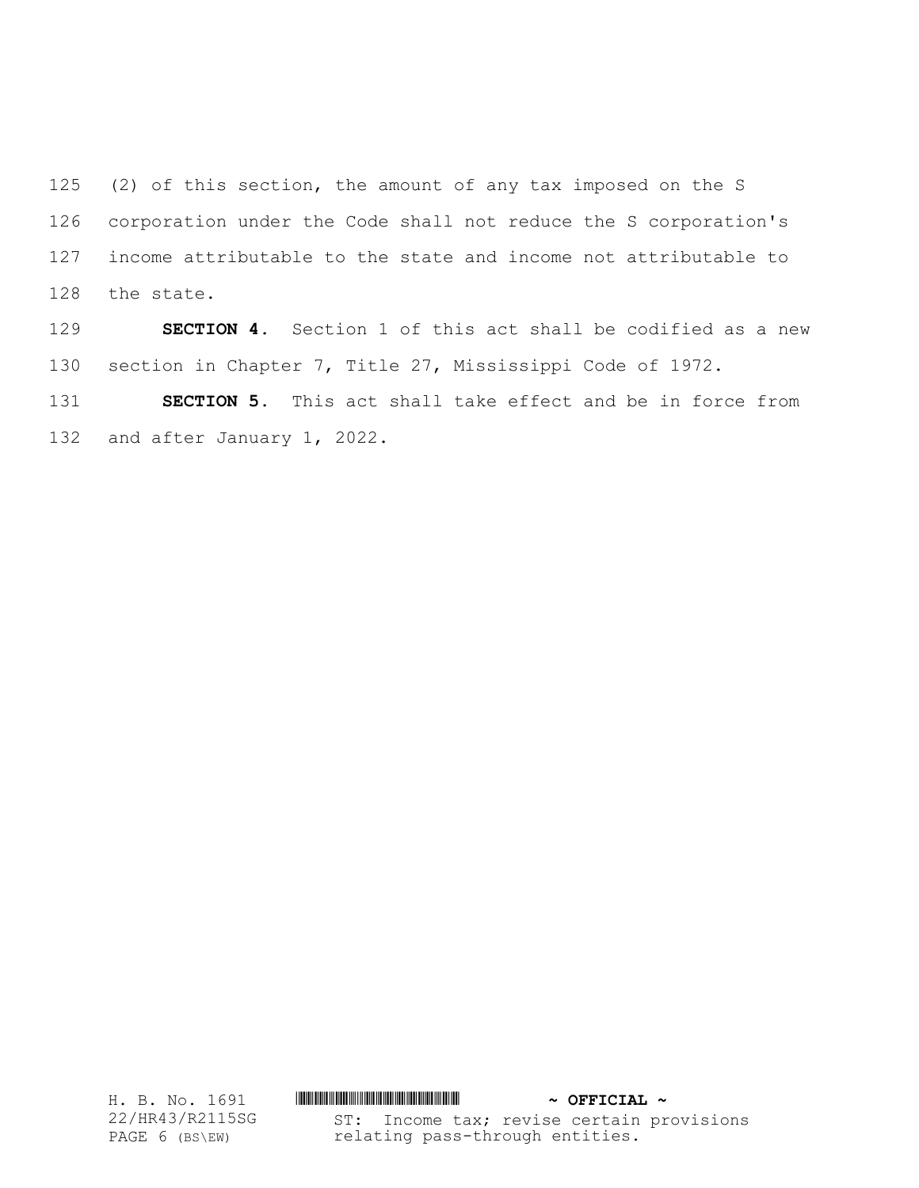(2) of this section, the amount of any tax imposed on the S corporation under the Code shall not reduce the S corporation's income attributable to the state and income not attributable to the state.

**SECTION 4.** Section 1 of this act shall be codified as a new section in Chapter 7, Title 27, Mississippi Code of 1972.

**SECTION 5.** This act shall take effect and be in force from and after January 1, 2022.